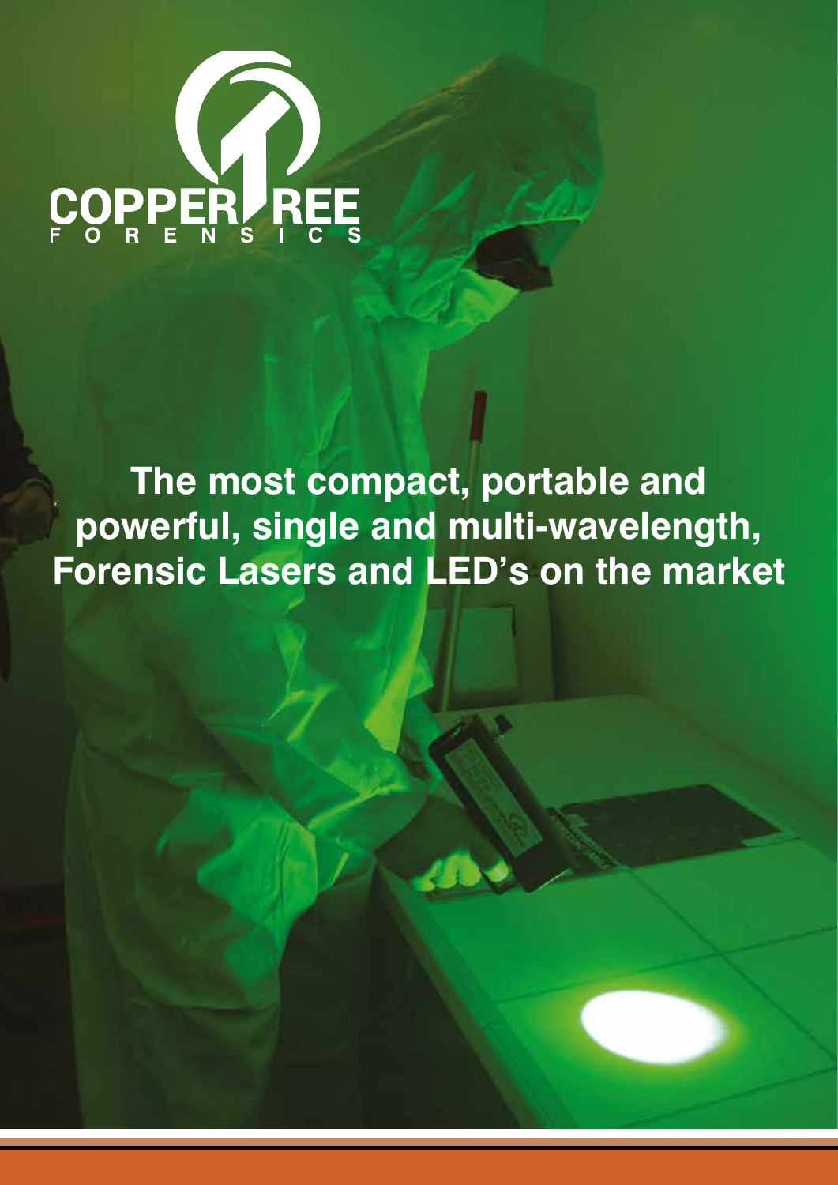COPPER TREE FORENSICS

# The most compact, portable and powerful, single and multi-wavelength, Forensic Lasers and LED's on the market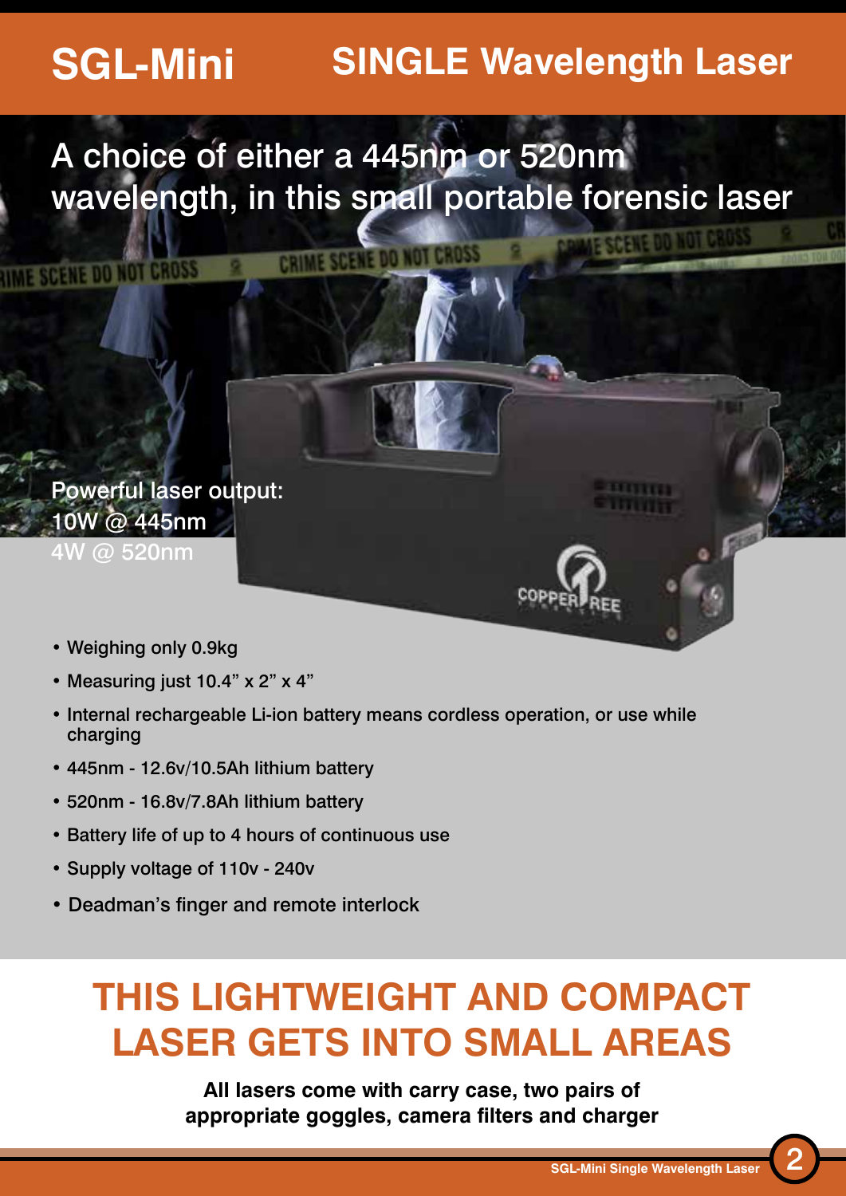# SGL-Mini SINGLE Wavelength Laser

## A choice of either a 445nm or 520nm wavelength, in this small portable forensic laser

Powerful laser output:
10W @ 445nm
4W @ 520nm

- Weighing only 0.9kg
- Measuring just 10.4" x 2" x 4"
- Internal rechargeable Li-ion battery means cordless operation, or use while charging
- 445nm - 12.6v/10.5Ah lithium battery
- 520nm - 16.8v/7.8Ah lithium battery
- Battery life of up to 4 hours of continuous use
- Supply voltage of 110v - 240v
- Deadman's finger and remote interlock

## THIS LIGHTWEIGHT AND COMPACT LASER GETS INTO SMALL AREAS

**All lasers come with carry case, two pairs of appropriate goggles, camera filters and charger**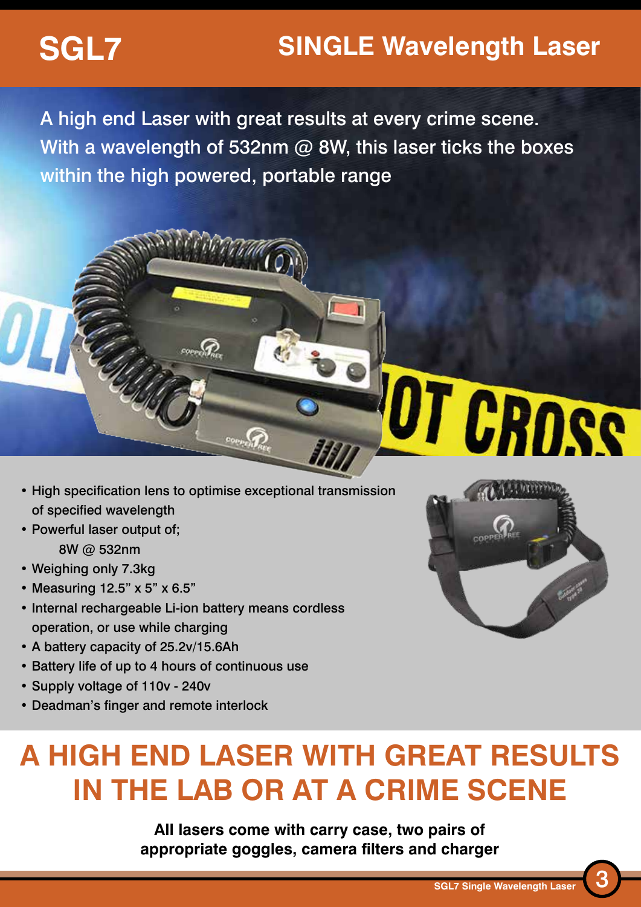# SGL7

## SINGLE Wavelength Laser

A high end Laser with great results at every crime scene. With a wavelength of 532nm @ 8W, this laser ticks the boxes within the high powered, portable range

- High specification lens to optimise exceptional transmission of specified wavelength
- Powerful laser output of;
  8W @ 532nm
- Weighing only 7.3kg
- Measuring 12.5” x 5” x 6.5”
- Internal rechargeable Li-ion battery means cordless operation, or use while charging
- A battery capacity of 25.2v/15.6Ah
- Battery life of up to 4 hours of continuous use
- Supply voltage of 110v - 240v
- Deadman’s finger and remote interlock

## A HIGH END LASER WITH GREAT RESULTS IN THE LAB OR AT A CRIME SCENE

**All lasers come with carry case, two pairs of appropriate goggles, camera filters and charger**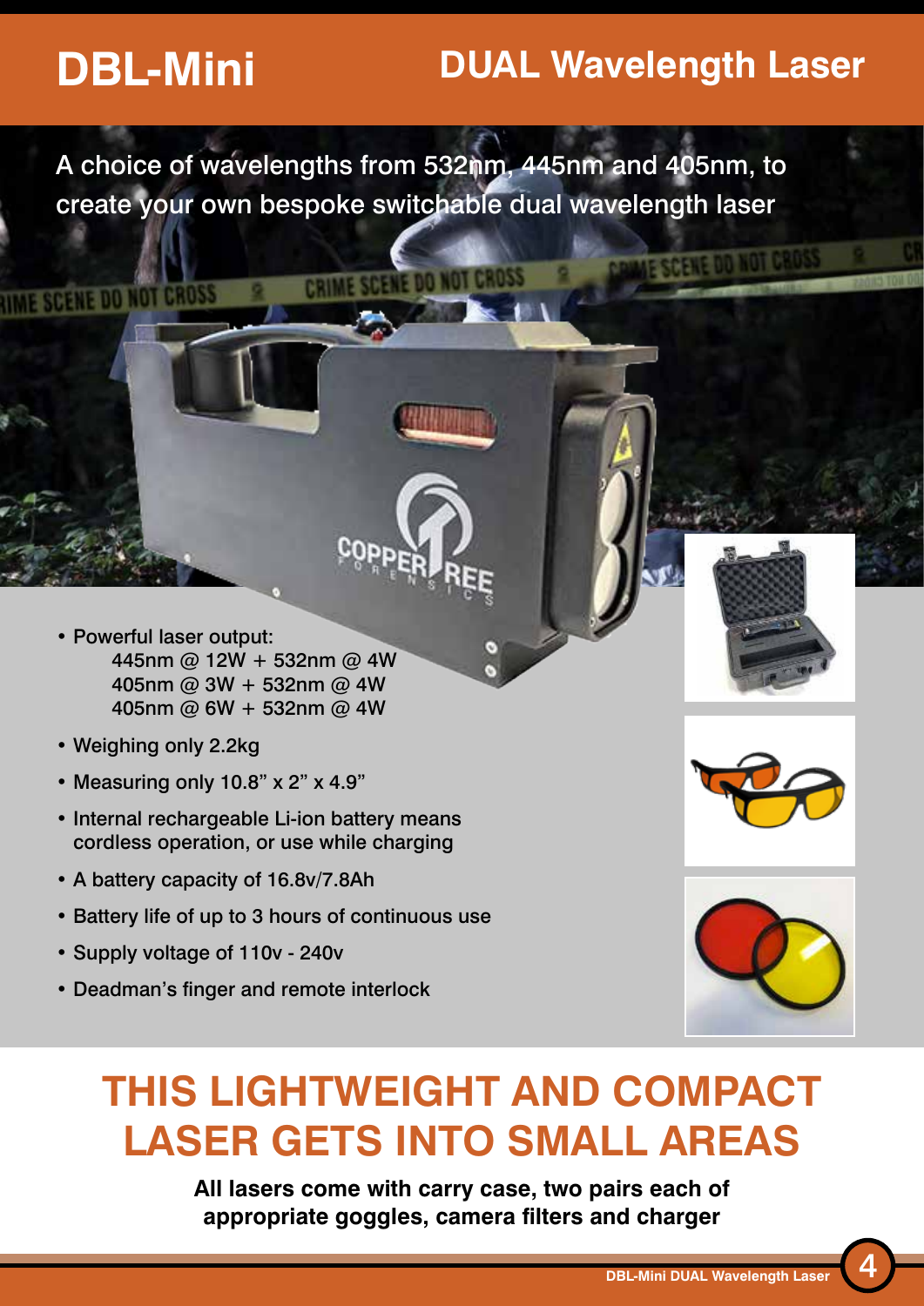# DBL-Mini

## DUAL Wavelength Laser

A choice of wavelengths from 532nm, 445nm and 405nm, to create your own bespoke switchable dual wavelength laser

- Powerful laser output:
  - 445nm @ 12W + 532nm @ 4W
  - 405nm @ 3W + 532nm @ 4W
  - 405nm @ 6W + 532nm @ 4W
- Weighing only 2.2kg
- Measuring only 10.8" x 2" x 4.9"
- Internal rechargeable Li-ion battery means cordless operation, or use while charging
- A battery capacity of 16.8v/7.8Ah
- Battery life of up to 3 hours of continuous use
- Supply voltage of 110v - 240v
- Deadman's finger and remote interlock

## THIS LIGHTWEIGHT AND COMPACT LASER GETS INTO SMALL AREAS

**All lasers come with carry case, two pairs each of appropriate goggles, camera filters and charger**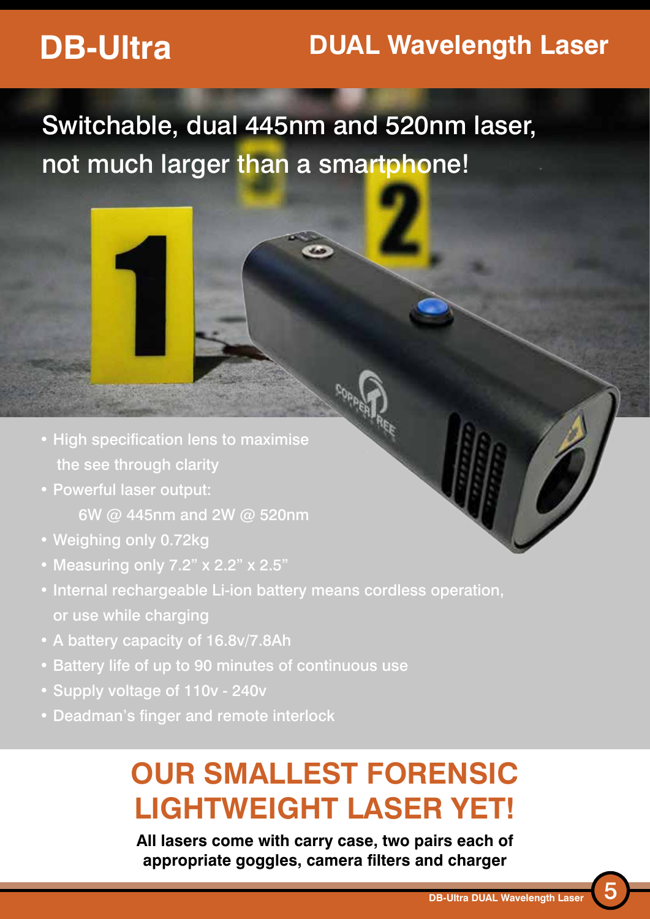# DB-Ultra

## DUAL Wavelength Laser

Switchable, dual 445nm and 520nm laser, not much larger than a smartphone!

- High specification lens to maximise the see through clarity
- Powerful laser output: 6W @ 445nm and 2W @ 520nm
- Weighing only 0.72kg
- Measuring only 7.2" x 2.2" x 2.5"
- Internal rechargeable Li-ion battery means cordless operation, or use while charging
- A battery capacity of 16.8v/7.8Ah
- Battery life of up to 90 minutes of continuous use
- Supply voltage of 110v - 240v
- Deadman's finger and remote interlock

## OUR SMALLEST FORENSIC LIGHTWEIGHT LASER YET!

**All lasers come with carry case, two pairs each of appropriate goggles, camera filters and charger**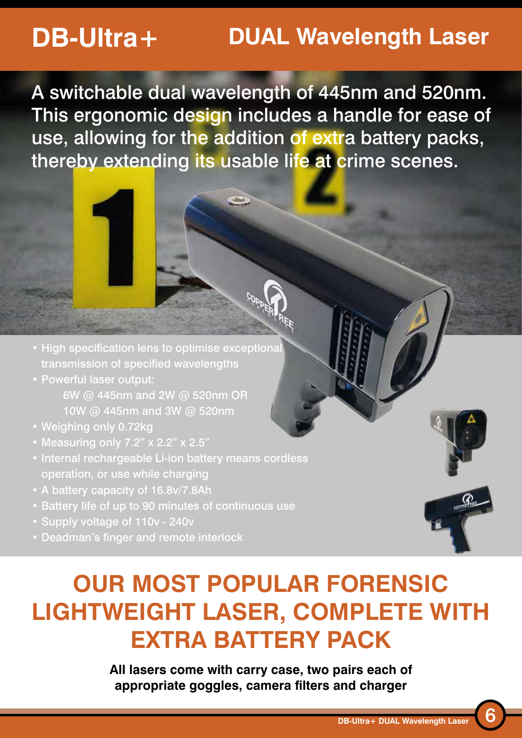# DB-Ultra+ DUAL Wavelength Laser

A switchable dual wavelength of 445nm and 520nm. This ergonomic design includes a handle for ease of use, allowing for the addition of extra battery packs, thereby extending its usable life at crime scenes.

- High specification lens to optimise exceptional transmission of specified wavelengths
- Powerful laser output:
  6W @ 445nm and 2W @ 520nm OR
  10W @ 445nm and 3W @ 520nm
- Weighing only 0.72kg
- Measuring only 7.2" x 2.2" x 2.5"
- Internal rechargeable Li-ion battery means cordless operation, or use while charging
- A battery capacity of 16.8v/7.8Ah
- Battery life of up to 90 minutes of continuous use
- Supply voltage of 110v - 240v
- Deadman's finger and remote interlock

## OUR MOST POPULAR FORENSIC LIGHTWEIGHT LASER, COMPLETE WITH EXTRA BATTERY PACK

**All lasers come with carry case, two pairs each of appropriate goggles, camera filters and charger**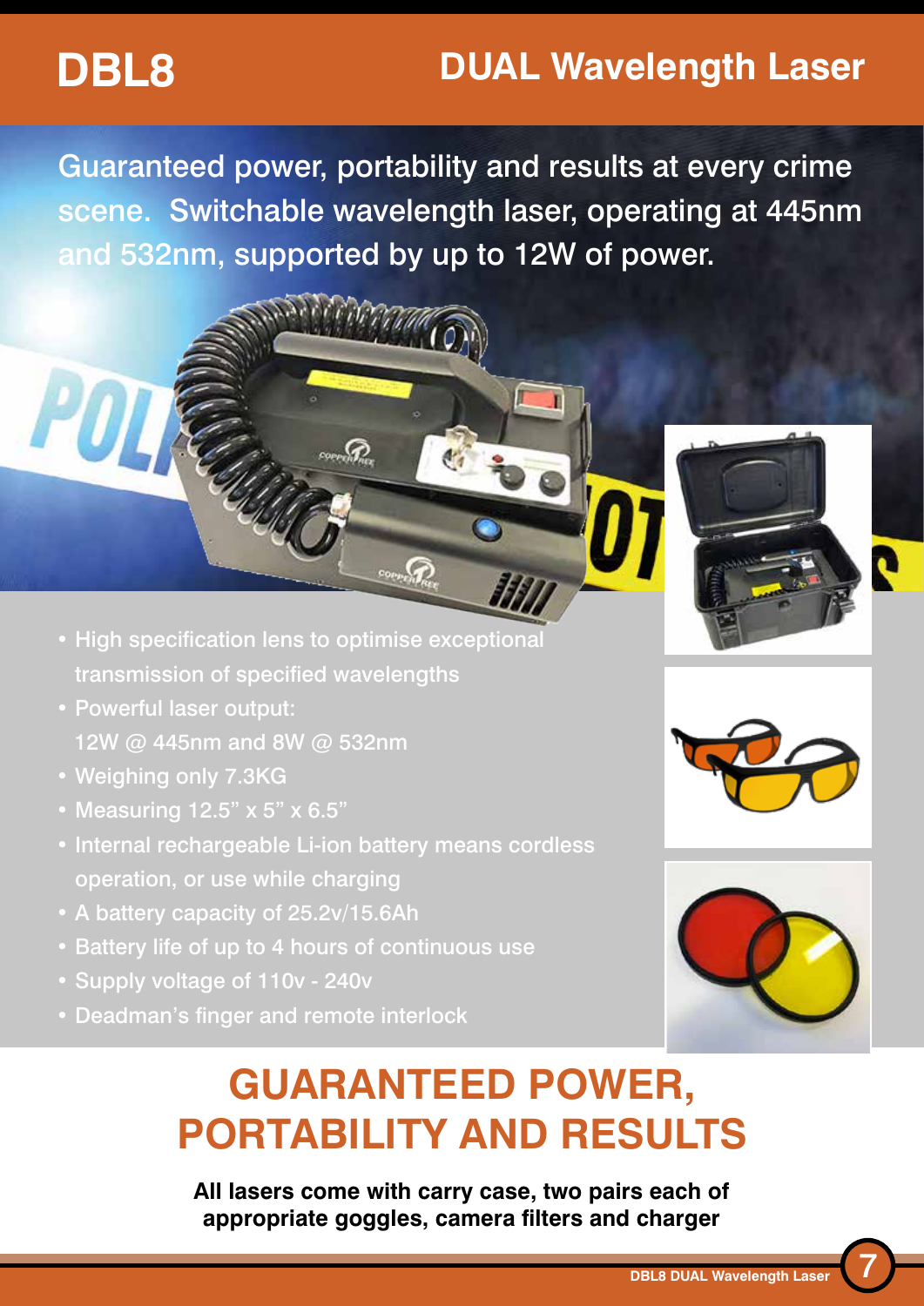# DBL8

## DUAL Wavelength Laser

Guaranteed power, portability and results at every crime scene. Switchable wavelength laser, operating at 445nm and 532nm, supported by up to 12W of power.

- High specification lens to optimise exceptional transmission of specified wavelengths
- Powerful laser output:
  12W @ 445nm and 8W @ 532nm
- Weighing only 7.3KG
- Measuring 12.5” x 5” x 6.5”
- Internal rechargeable Li-ion battery means cordless operation, or use while charging
- A battery capacity of 25.2v/15.6Ah
- Battery life of up to 4 hours of continuous use
- Supply voltage of 110v - 240v
- Deadman’s finger and remote interlock

## GUARANTEED POWER, PORTABILITY AND RESULTS

**All lasers come with carry case, two pairs each of appropriate goggles, camera filters and charger**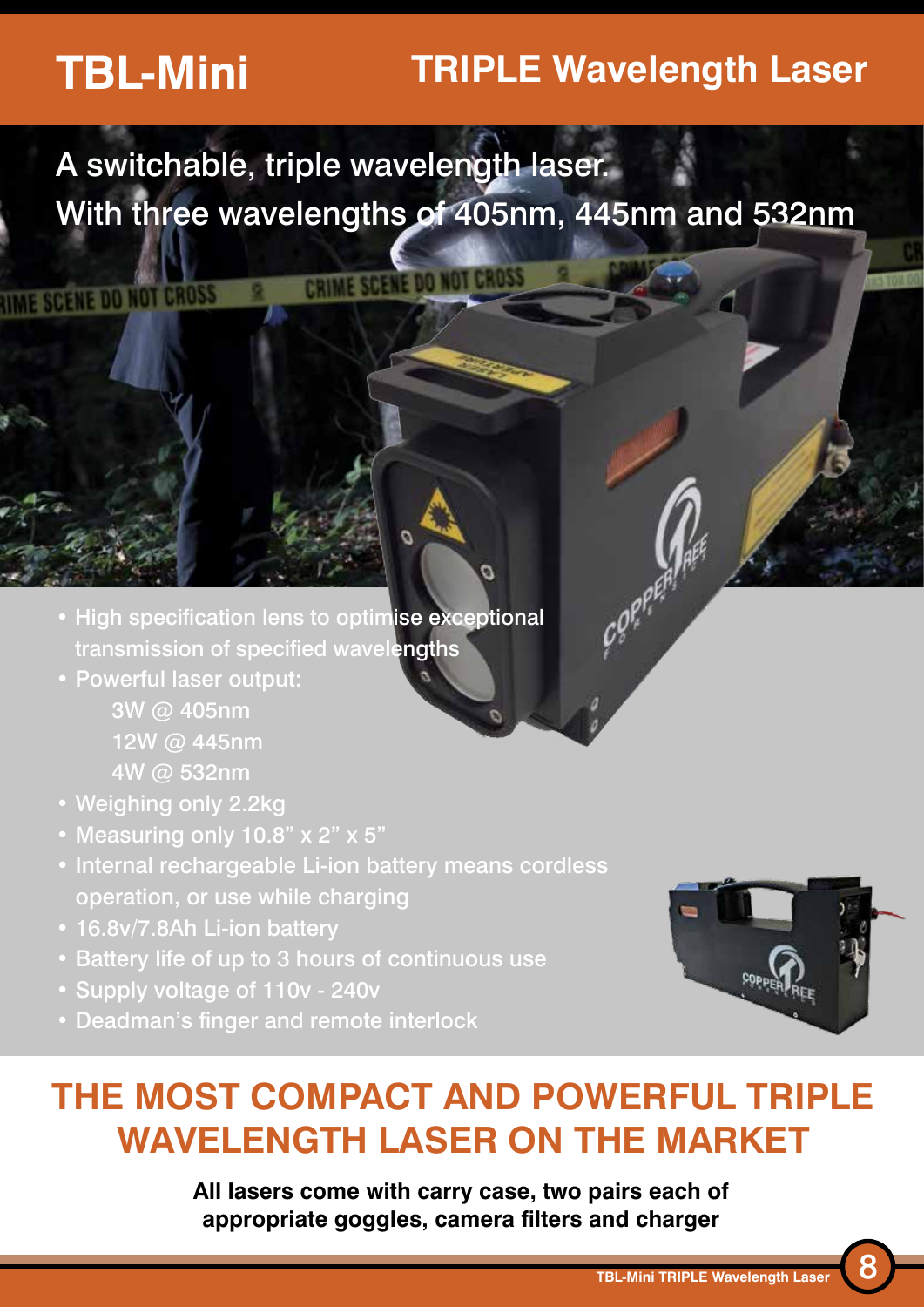# TBL-Mini

## TRIPLE Wavelength Laser

A switchable, triple wavelength laser.
With three wavelengths of 405nm, 445nm and 532nm

- High specification lens to optimise exceptional transmission of specified wavelengths
- Powerful laser output:
  - 3W @ 405nm
  - 12W @ 445nm
  - 4W @ 532nm
- Weighing only 2.2kg
- Measuring only 10.8" x 2" x 5"
- Internal rechargeable Li-ion battery means cordless operation, or use while charging
- 16.8v/7.8Ah Li-ion battery
- Battery life of up to 3 hours of continuous use
- Supply voltage of 110v - 240v
- Deadman's finger and remote interlock

## THE MOST COMPACT AND POWERFUL TRIPLE WAVELENGTH LASER ON THE MARKET

**All lasers come with carry case, two pairs each of appropriate goggles, camera filters and charger**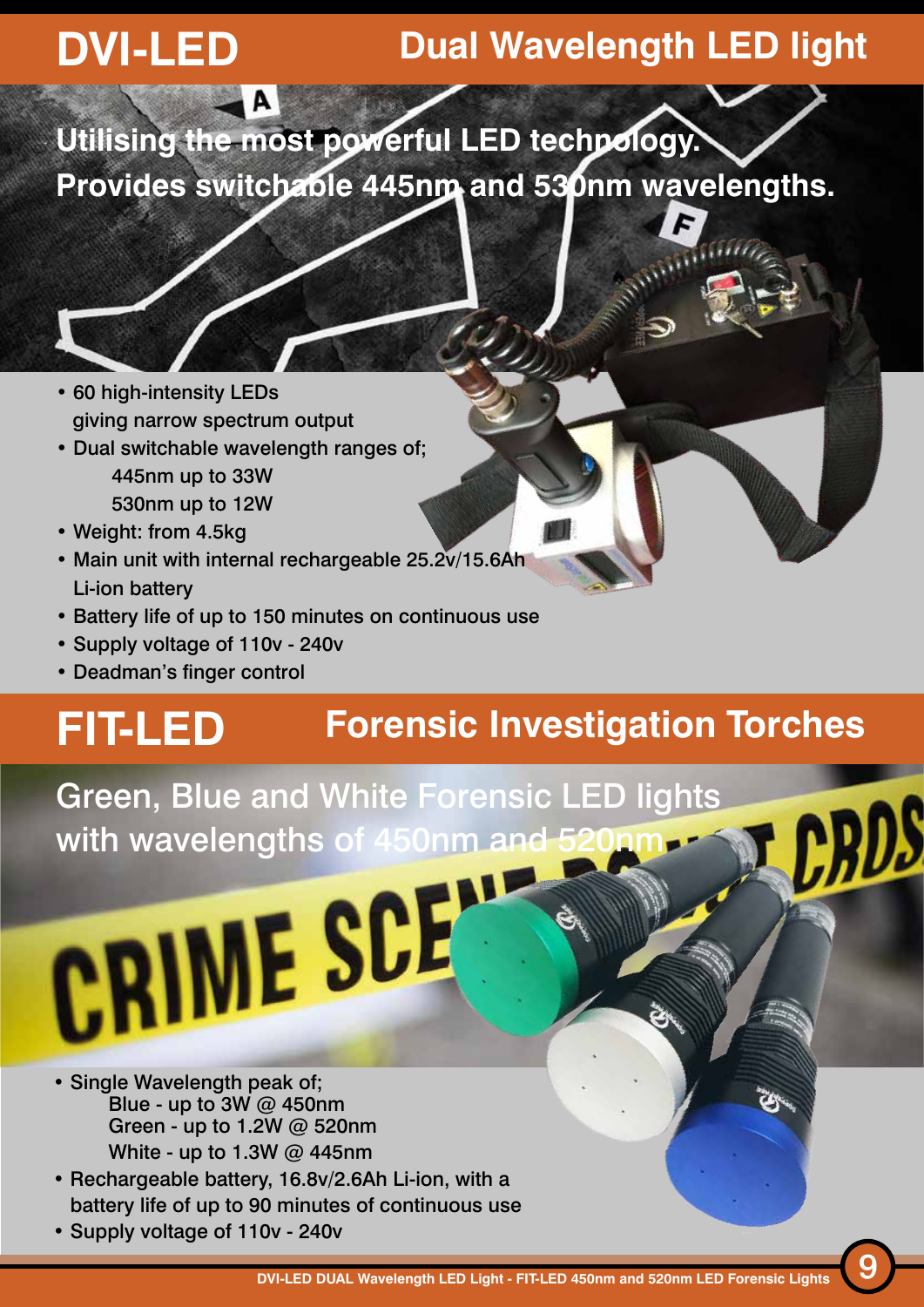# DVI-LED Dual Wavelength LED light

**Utilising the most powerful LED technology.**
**Provides switchable 445nm and 530nm wavelengths.**

- 60 high-intensity LEDs giving narrow spectrum output
- Dual switchable wavelength ranges of;
  - 445nm up to 33W
  - 530nm up to 12W
- Weight: from 4.5kg
- Main unit with internal rechargeable 25.2v/15.6Ah Li-ion battery
- Battery life of up to 150 minutes on continuous use
- Supply voltage of 110v - 240v
- Deadman's finger control

# FIT-LED Forensic Investigation Torches

Green, Blue and White Forensic LED lights with wavelengths of 450nm and 520nm

- Single Wavelength peak of;
  - Blue - up to 3W @ 450nm
  - Green - up to 1.2W @ 520nm
  - White - up to 1.3W @ 445nm
- Rechargeable battery, 16.8v/2.6Ah Li-ion, with a battery life of up to 90 minutes of continuous use
- Supply voltage of 110v - 240v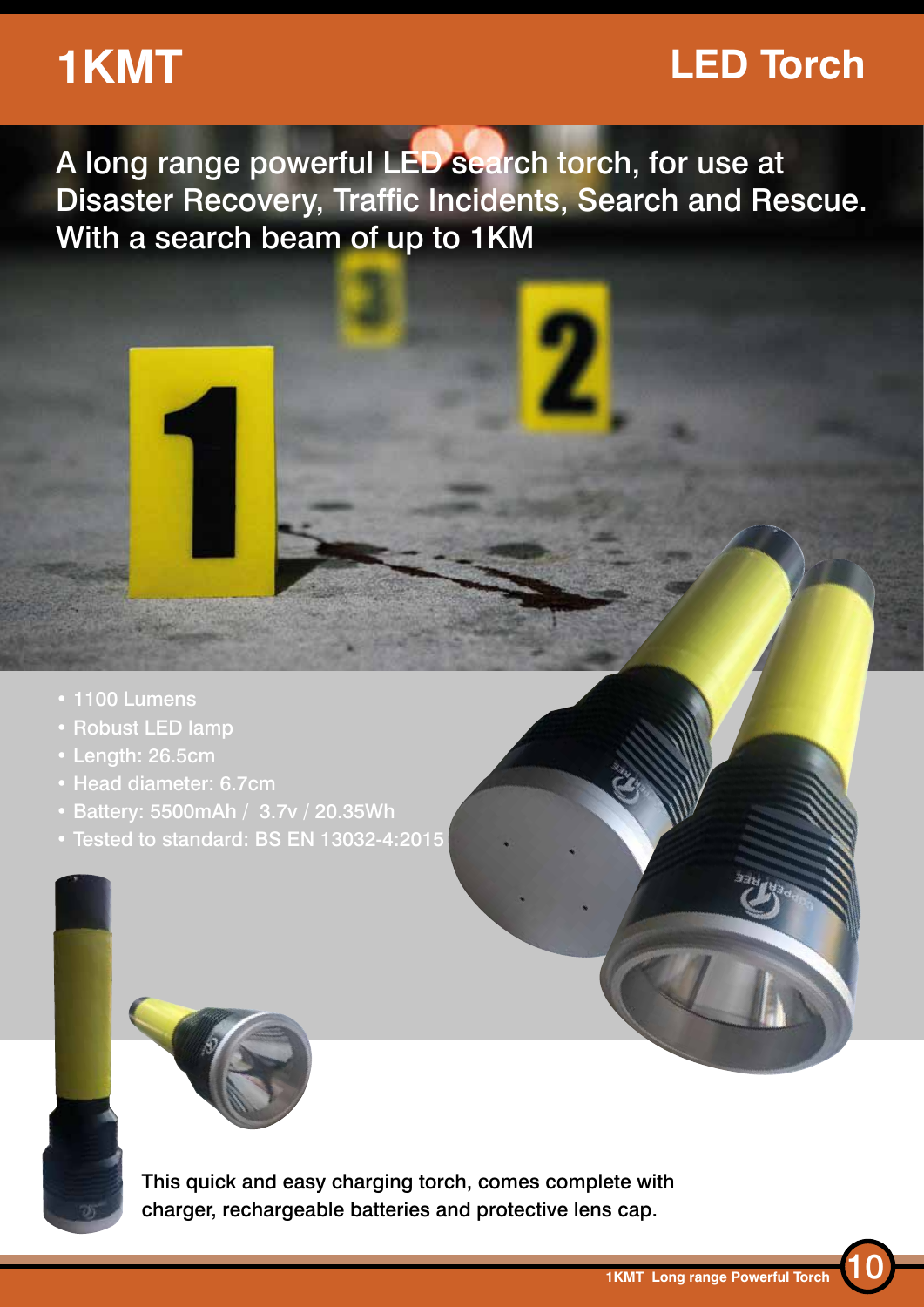# 1KMT

## LED Torch

A long range powerful LED search torch, for use at Disaster Recovery, Traffic Incidents, Search and Rescue. With a search beam of up to 1KM

- 1100 Lumens
- Robust LED lamp
- Length: 26.5cm
- Head diameter: 6.7cm
- Battery: 5500mAh / 3.7v / 20.35Wh
- Tested to standard: BS EN 13032-4:2015

This quick and easy charging torch, comes complete with charger, rechargeable batteries and protective lens cap.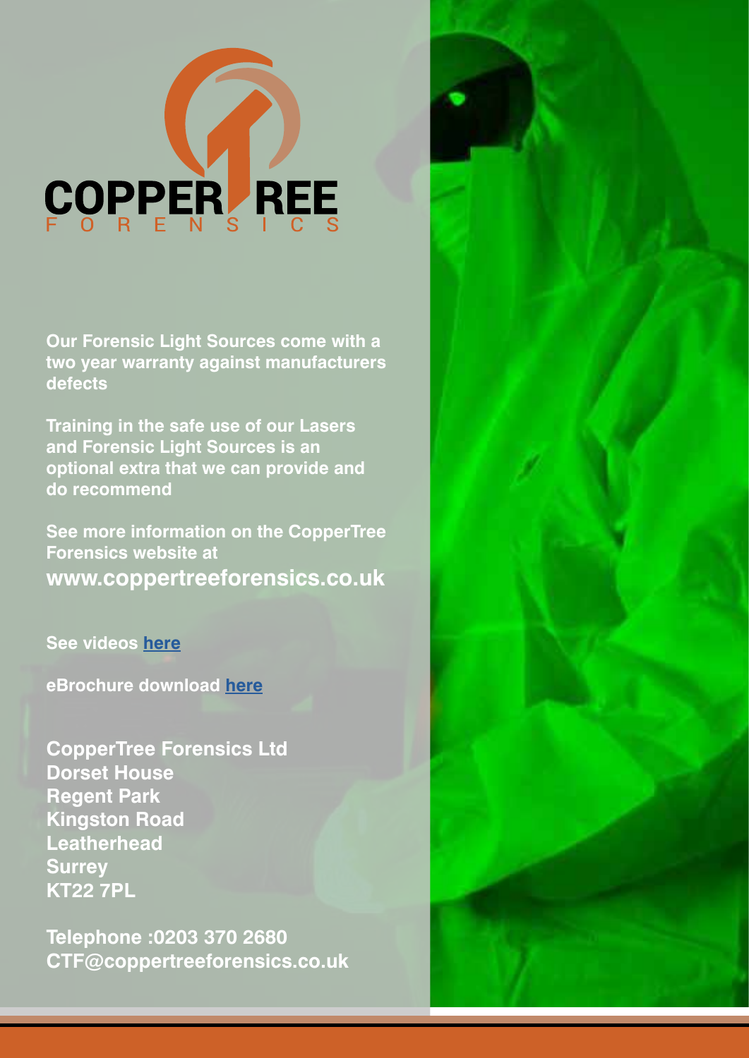COPPERTREE

FORENSICS

**Our Forensic Light Sources come with a two year warranty against manufacturers defects**

**Training in the safe use of our Lasers and Forensic Light Sources is an optional extra that we can provide and do recommend**

**See more information on the CopperTree Forensics website at**
**www.coppertreeforensics.co.uk**

**See videos here**

**eBrochure download here**

**CopperTree Forensics Ltd**
**Dorset House**
**Regent Park**
**Kingston Road**
**Leatherhead**
**Surrey**
**KT22 7PL**

**Telephone :0203 370 2680**
**CTF@coppertreeforensics.co.uk**